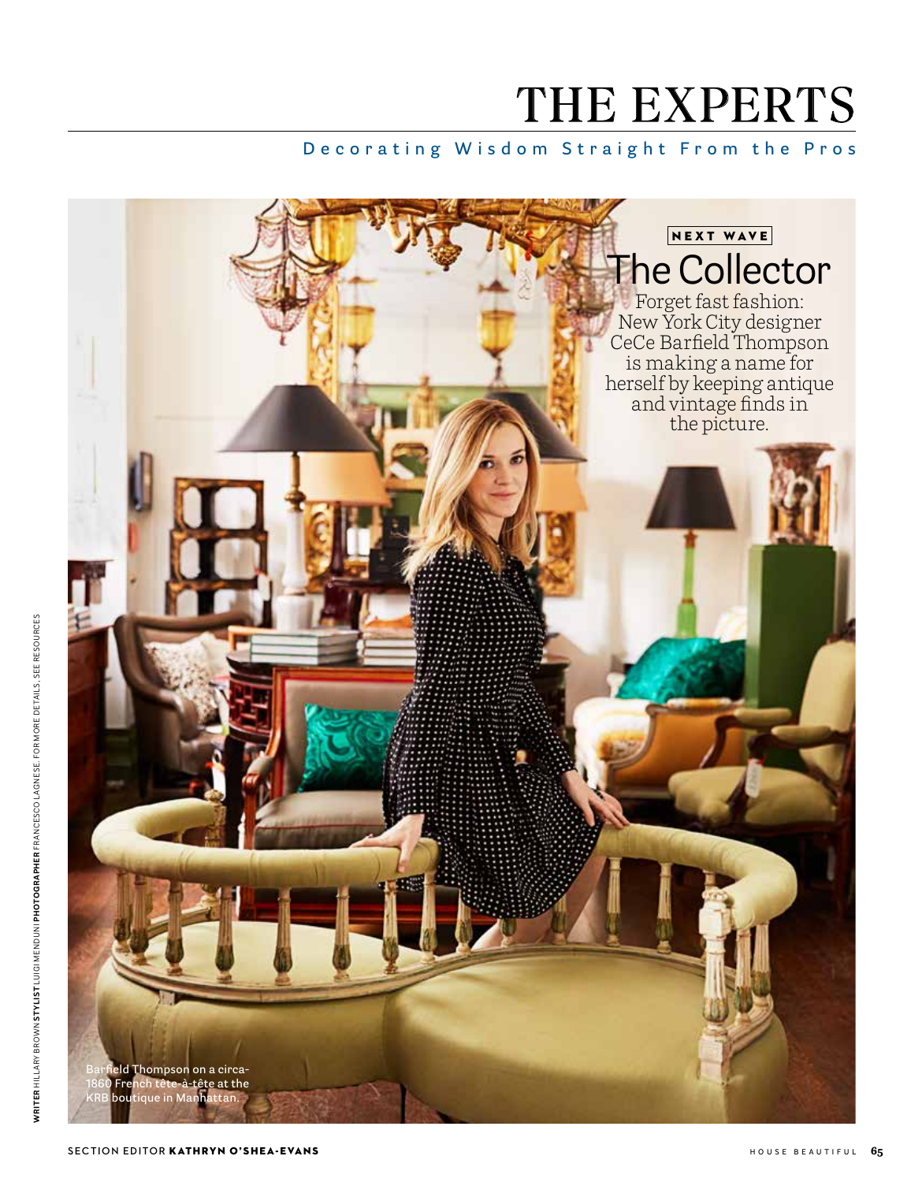# THE EXPERTS

Decorating Wisdom Straight From the Pros

NEXT WAVE

## The Collector

Forget fast fashion: New York City designer CeCe Barfield Thompson is making a name for herself by keeping antique and vintage finds in the picture.

Barfield Thompson on a circa-1860 French tête-à-tête at the KRB boutique in Manhattan.

**WRITER** HILLARY BROWN **STYLIST** LUIGI MENDUNI **PHOTOGRAPHER** FRANCESCO LAGNESE. FOR MORE DETAILS, SEE RESOURCES

SECTION EDITOR **KATHRYN O'SHEA-EVANS**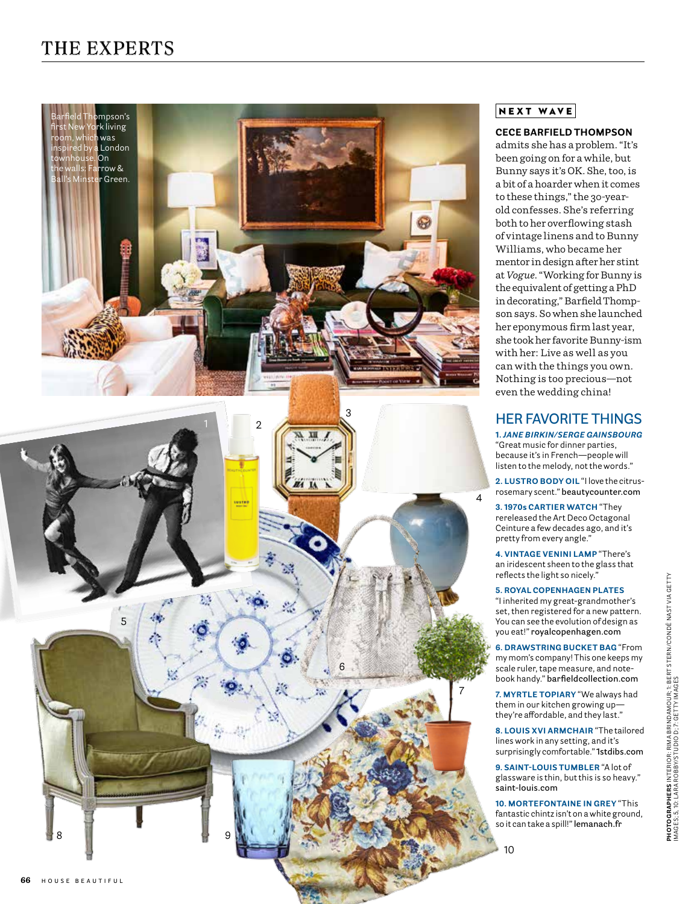# THE EXPERTS

Barfield Thompson's first New York living room, which was inspired by a London townhouse. On the walls: Farrow & Ball's Minster Green.

## NEXT WAVE

**CECE BARFIELD THOMPSON** admits she has a problem. "It's been going on for a while, but Bunny says it's OK. She, too, is a bit of a hoarder when it comes to these things," the 30-year-old confesses. She's referring both to her overflowing stash of vintage linens and to Bunny Williams, who became her mentor in design after her stint at *Vogue*. "Working for Bunny is the equivalent of getting a PhD in decorating," Barfield Thompson says. So when she launched her eponymous firm last year, she took her favorite Bunny-ism with her: Live as well as you can with the things you own. Nothing is too precious—not even the wedding china!

## HER FAVORITE THINGS

**1. *JANE BIRKIN/SERGE GAINSBOURG*** "Great music for dinner parties, because it's in French—people will listen to the melody, not the words."

**2. LUSTRO BODY OIL** "I love the citrus-rosemary scent." **beautycounter.com**

**3. 1970s CARTIER WATCH** "They rereleased the Art Deco Octagonal Ceinture a few decades ago, and it's pretty from every angle."

**4. VINTAGE VENINI LAMP** "There's an iridescent sheen to the glass that reflects the light so nicely."

**5. ROYAL COPENHAGEN PLATES** "I inherited my great-grandmother's set, then registered for a new pattern. You can see the evolution of design as you eat!" **royalcopenhagen.com**

**6. DRAWSTRING BUCKET BAG** "From my mom's company! This one keeps my scale ruler, tape measure, and notebook handy." **barfieldcollection.com**

**7. MYRTLE TOPIARY** "We always had them in our kitchen growing up—they're affordable, and they last."

**8. LOUIS XVI ARMCHAIR** "The tailored lines work in any setting, and it's surprisingly comfortable." **1stdibs.com**

**9. SAINT-LOUIS TUMBLER** "A lot of glassware is thin, but this is so heavy." **saint-louis.com**

**10. MORTEFONTAINE IN GREY** "This fantastic chintz isn't on a white ground, so it can take a spill!" **lemanach.fr**

**PHOTOGRAPHERS** INTERIOR: RIMA BRINDAMOUR; 1: BERT STERN/CONDÉ NAST VIA GETTY IMAGES; 5, 10: LARA ROBBY/STUDIO D; 7: GETTY IMAGES